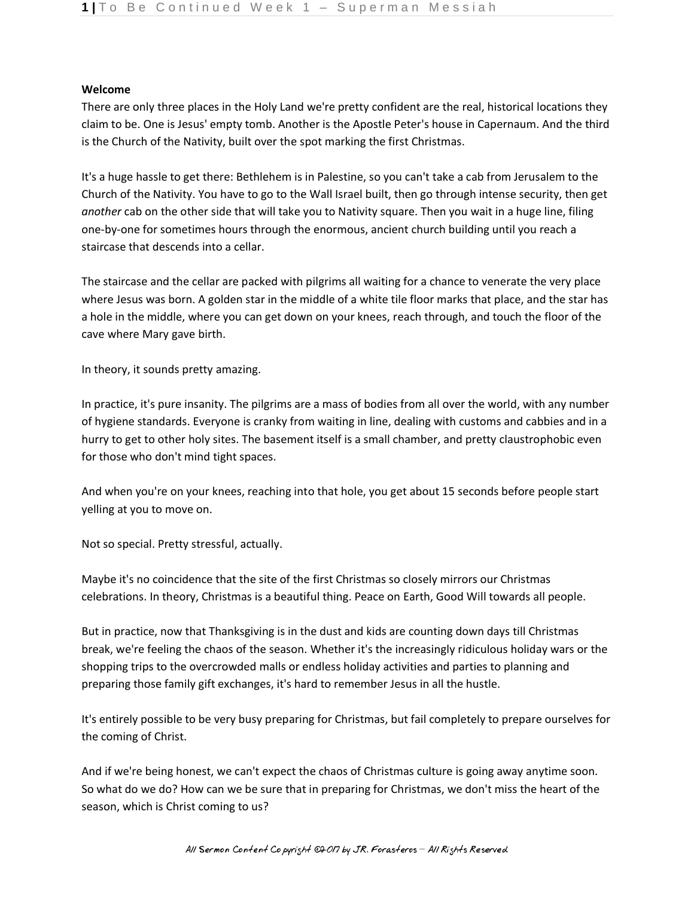**Welcome**

There are only three places in the Holy Land we're pretty confident are the real, historical locations they claim to be. One is Jesus' empty tomb. Another is the Apostle Peter's house in Capernaum. And the third is the Church of the Nativity, built over the spot marking the first Christmas.

It's a huge hassle to get there: Bethlehem is in Palestine, so you can't take a cab from Jerusalem to the Church of the Nativity. You have to go to the Wall Israel built, then go through intense security, then get *another* cab on the other side that will take you to Nativity square. Then you wait in a huge line, filing one-by-one for sometimes hours through the enormous, ancient church building until you reach a staircase that descends into a cellar.

The staircase and the cellar are packed with pilgrims all waiting for a chance to venerate the very place where Jesus was born. A golden star in the middle of a white tile floor marks that place, and the star has a hole in the middle, where you can get down on your knees, reach through, and touch the floor of the cave where Mary gave birth.

In theory, it sounds pretty amazing.

In practice, it's pure insanity. The pilgrims are a mass of bodies from all over the world, with any number of hygiene standards. Everyone is cranky from waiting in line, dealing with customs and cabbies and in a hurry to get to other holy sites. The basement itself is a small chamber, and pretty claustrophobic even for those who don't mind tight spaces.

And when you're on your knees, reaching into that hole, you get about 15 seconds before people start yelling at you to move on.

Not so special. Pretty stressful, actually.

Maybe it's no coincidence that the site of the first Christmas so closely mirrors our Christmas celebrations. In theory, Christmas is a beautiful thing. Peace on Earth, Good Will towards all people.

But in practice, now that Thanksgiving is in the dust and kids are counting down days till Christmas break, we're feeling the chaos of the season. Whether it's the increasingly ridiculous holiday wars or the shopping trips to the overcrowded malls or endless holiday activities and parties to planning and preparing those family gift exchanges, it's hard to remember Jesus in all the hustle.

It's entirely possible to be very busy preparing for Christmas, but fail completely to prepare ourselves for the coming of Christ.

And if we're being honest, we can't expect the chaos of Christmas culture is going away anytime soon. So what do we do? How can we be sure that in preparing for Christmas, we don't miss the heart of the season, which is Christ coming to us?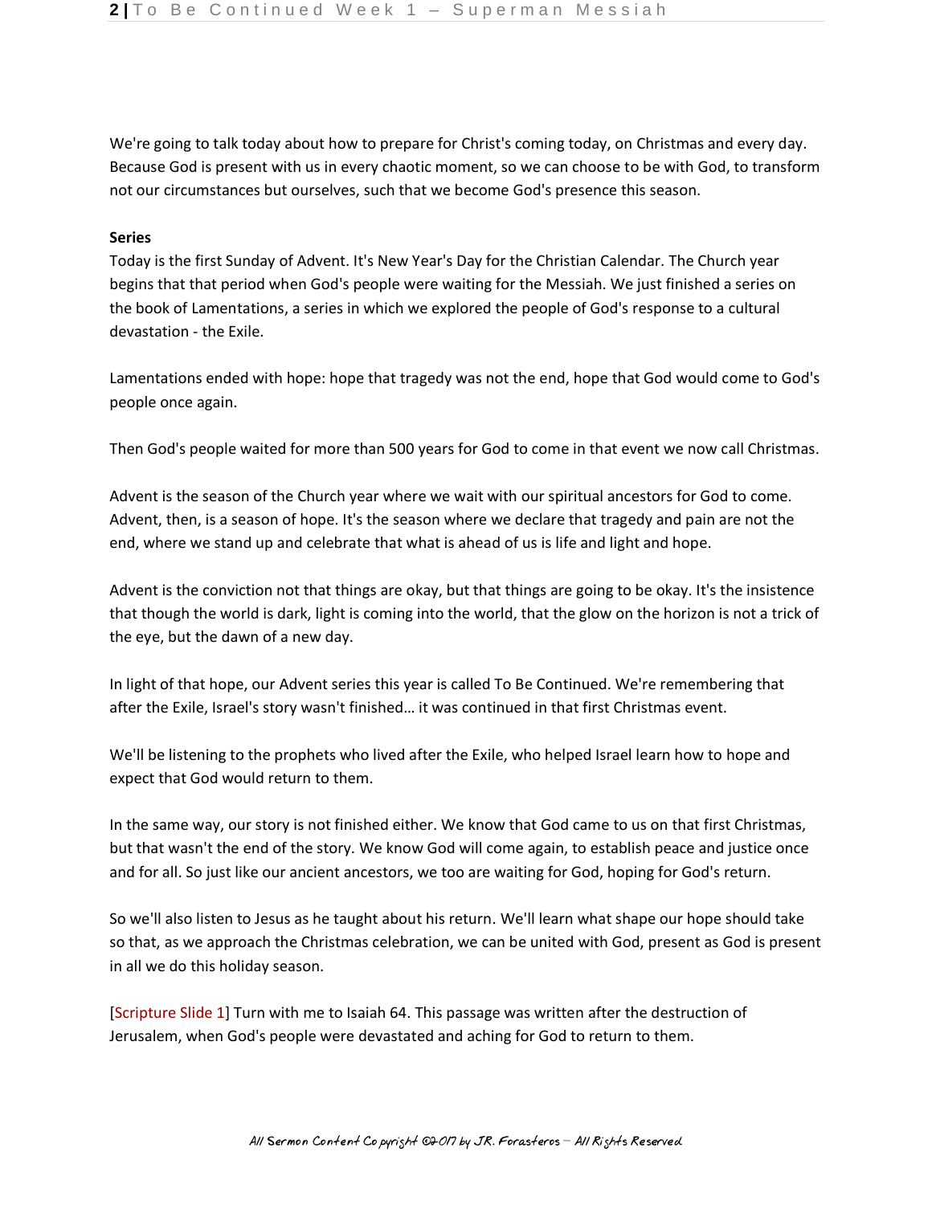We're going to talk today about how to prepare for Christ's coming today, on Christmas and every day. Because God is present with us in every chaotic moment, so we can choose to be with God, to transform not our circumstances but ourselves, such that we become God's presence this season.

**Series**

Today is the first Sunday of Advent. It's New Year's Day for the Christian Calendar. The Church year begins that that period when God's people were waiting for the Messiah. We just finished a series on the book of Lamentations, a series in which we explored the people of God's response to a cultural devastation - the Exile.

Lamentations ended with hope: hope that tragedy was not the end, hope that God would come to God's people once again.

Then God's people waited for more than 500 years for God to come in that event we now call Christmas.

Advent is the season of the Church year where we wait with our spiritual ancestors for God to come. Advent, then, is a season of hope. It's the season where we declare that tragedy and pain are not the end, where we stand up and celebrate that what is ahead of us is life and light and hope.

Advent is the conviction not that things are okay, but that things are going to be okay. It's the insistence that though the world is dark, light is coming into the world, that the glow on the horizon is not a trick of the eye, but the dawn of a new day.

In light of that hope, our Advent series this year is called To Be Continued. We're remembering that after the Exile, Israel's story wasn't finished… it was continued in that first Christmas event.

We'll be listening to the prophets who lived after the Exile, who helped Israel learn how to hope and expect that God would return to them.

In the same way, our story is not finished either. We know that God came to us on that first Christmas, but that wasn't the end of the story. We know God will come again, to establish peace and justice once and for all. So just like our ancient ancestors, we too are waiting for God, hoping for God's return.

So we'll also listen to Jesus as he taught about his return. We'll learn what shape our hope should take so that, as we approach the Christmas celebration, we can be united with God, present as God is present in all we do this holiday season.

[Scripture Slide 1] Turn with me to Isaiah 64. This passage was written after the destruction of Jerusalem, when God's people were devastated and aching for God to return to them.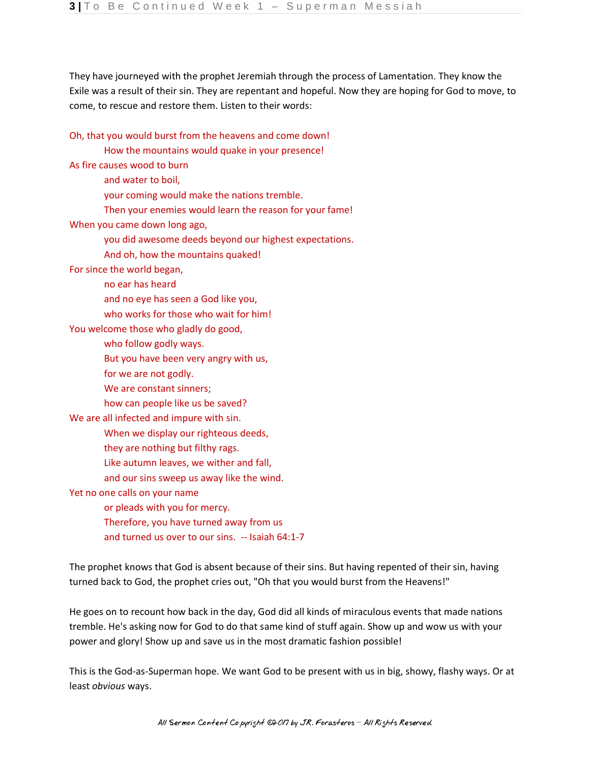They have journeyed with the prophet Jeremiah through the process of Lamentation. They know the Exile was a result of their sin. They are repentant and hopeful. Now they are hoping for God to move, to come, to rescue and restore them. Listen to their words:

Oh, that you would burst from the heavens and come down!
    How the mountains would quake in your presence!
As fire causes wood to burn
    and water to boil,
    your coming would make the nations tremble.
    Then your enemies would learn the reason for your fame!
When you came down long ago,
    you did awesome deeds beyond our highest expectations.
    And oh, how the mountains quaked!
For since the world began,
    no ear has heard
    and no eye has seen a God like you,
    who works for those who wait for him!
You welcome those who gladly do good,
    who follow godly ways.
    But you have been very angry with us,
    for we are not godly.
    We are constant sinners;
    how can people like us be saved?
We are all infected and impure with sin.
    When we display our righteous deeds,
    they are nothing but filthy rags.
    Like autumn leaves, we wither and fall,
    and our sins sweep us away like the wind.
Yet no one calls on your name
    or pleads with you for mercy.
    Therefore, you have turned away from us
    and turned us over to our sins.  -- Isaiah 64:1-7

The prophet knows that God is absent because of their sins. But having repented of their sin, having turned back to God, the prophet cries out, "Oh that you would burst from the Heavens!"

He goes on to recount how back in the day, God did all kinds of miraculous events that made nations tremble. He's asking now for God to do that same kind of stuff again. Show up and wow us with your power and glory! Show up and save us in the most dramatic fashion possible!

This is the God-as-Superman hope. We want God to be present with us in big, showy, flashy ways. Or at least *obvious* ways.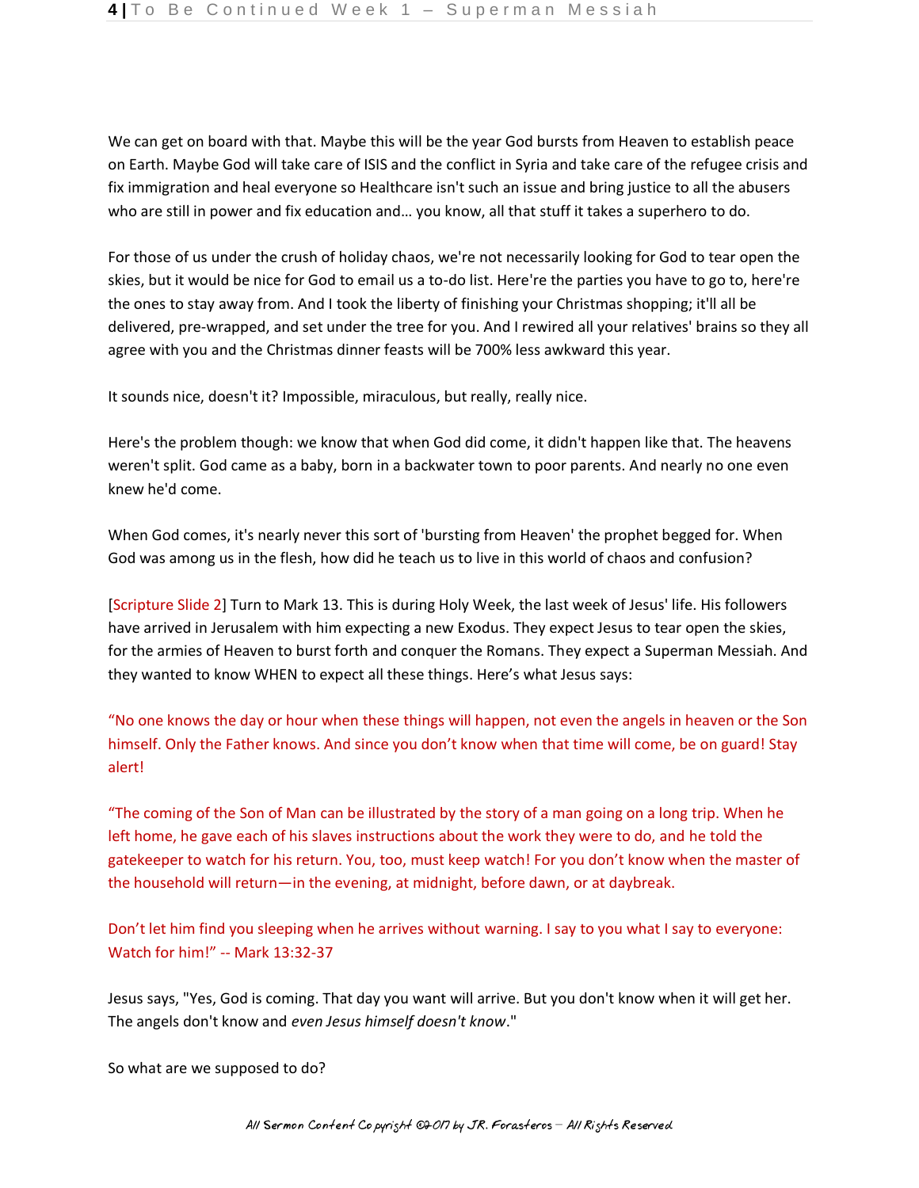We can get on board with that. Maybe this will be the year God bursts from Heaven to establish peace on Earth. Maybe God will take care of ISIS and the conflict in Syria and take care of the refugee crisis and fix immigration and heal everyone so Healthcare isn't such an issue and bring justice to all the abusers who are still in power and fix education and… you know, all that stuff it takes a superhero to do.

For those of us under the crush of holiday chaos, we're not necessarily looking for God to tear open the skies, but it would be nice for God to email us a to-do list. Here're the parties you have to go to, here're the ones to stay away from. And I took the liberty of finishing your Christmas shopping; it'll all be delivered, pre-wrapped, and set under the tree for you. And I rewired all your relatives' brains so they all agree with you and the Christmas dinner feasts will be 700% less awkward this year.

It sounds nice, doesn't it? Impossible, miraculous, but really, really nice.

Here's the problem though: we know that when God did come, it didn't happen like that. The heavens weren't split. God came as a baby, born in a backwater town to poor parents. And nearly no one even knew he'd come.

When God comes, it's nearly never this sort of 'bursting from Heaven' the prophet begged for. When God was among us in the flesh, how did he teach us to live in this world of chaos and confusion?

[Scripture Slide 2] Turn to Mark 13. This is during Holy Week, the last week of Jesus' life. His followers have arrived in Jerusalem with him expecting a new Exodus. They expect Jesus to tear open the skies, for the armies of Heaven to burst forth and conquer the Romans. They expect a Superman Messiah. And they wanted to know WHEN to expect all these things. Here's what Jesus says:

"No one knows the day or hour when these things will happen, not even the angels in heaven or the Son himself. Only the Father knows. And since you don't know when that time will come, be on guard! Stay alert!

"The coming of the Son of Man can be illustrated by the story of a man going on a long trip. When he left home, he gave each of his slaves instructions about the work they were to do, and he told the gatekeeper to watch for his return. You, too, must keep watch! For you don't know when the master of the household will return—in the evening, at midnight, before dawn, or at daybreak.

Don't let him find you sleeping when he arrives without warning. I say to you what I say to everyone: Watch for him!" -- Mark 13:32-37

Jesus says, "Yes, God is coming. That day you want will arrive. But you don't know when it will get her. The angels don't know and *even Jesus himself doesn't know*."

So what are we supposed to do?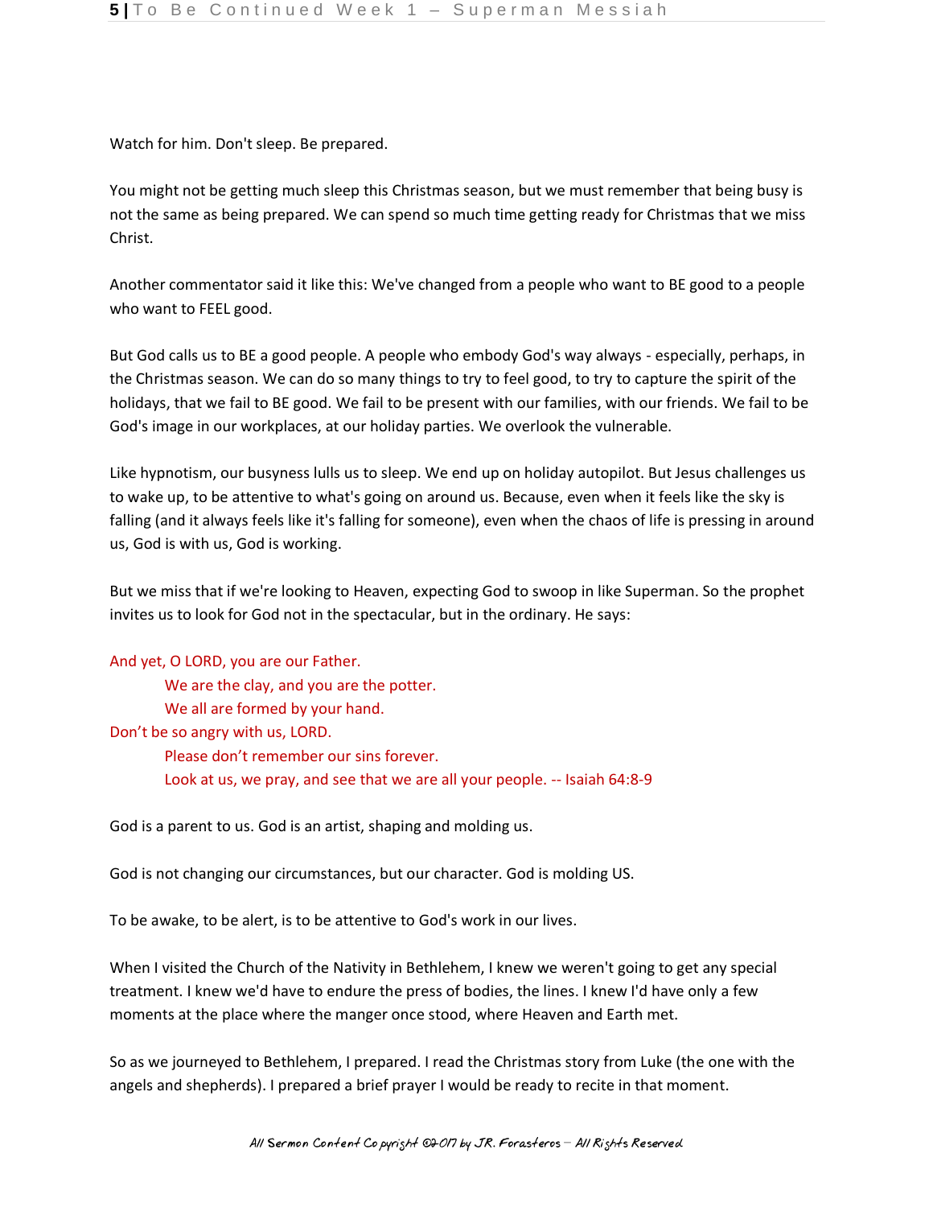Watch for him. Don't sleep. Be prepared.

You might not be getting much sleep this Christmas season, but we must remember that being busy is not the same as being prepared. We can spend so much time getting ready for Christmas that we miss Christ.

Another commentator said it like this: We've changed from a people who want to BE good to a people who want to FEEL good.

But God calls us to BE a good people. A people who embody God's way always - especially, perhaps, in the Christmas season. We can do so many things to try to feel good, to try to capture the spirit of the holidays, that we fail to BE good. We fail to be present with our families, with our friends. We fail to be God's image in our workplaces, at our holiday parties. We overlook the vulnerable.

Like hypnotism, our busyness lulls us to sleep. We end up on holiday autopilot. But Jesus challenges us to wake up, to be attentive to what's going on around us. Because, even when it feels like the sky is falling (and it always feels like it's falling for someone), even when the chaos of life is pressing in around us, God is with us, God is working.

But we miss that if we're looking to Heaven, expecting God to swoop in like Superman. So the prophet invites us to look for God not in the spectacular, but in the ordinary. He says:

> And yet, O LORD, you are our Father.
> We are the clay, and you are the potter.
> We all are formed by your hand.
> Don't be so angry with us, LORD.
> Please don't remember our sins forever.
> Look at us, we pray, and see that we are all your people. -- Isaiah 64:8-9

God is a parent to us. God is an artist, shaping and molding us.

God is not changing our circumstances, but our character. God is molding US.

To be awake, to be alert, is to be attentive to God's work in our lives.

When I visited the Church of the Nativity in Bethlehem, I knew we weren't going to get any special treatment. I knew we'd have to endure the press of bodies, the lines. I knew I'd have only a few moments at the place where the manger once stood, where Heaven and Earth met.

So as we journeyed to Bethlehem, I prepared. I read the Christmas story from Luke (the one with the angels and shepherds). I prepared a brief prayer I would be ready to recite in that moment.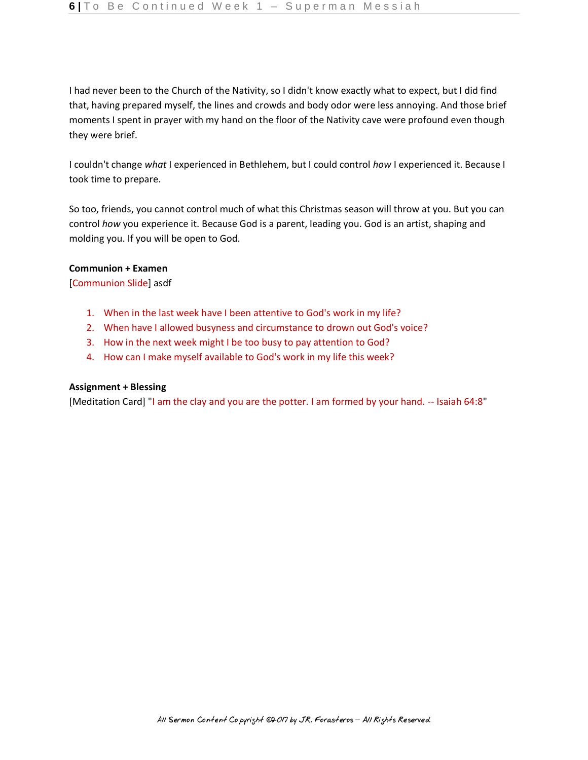I had never been to the Church of the Nativity, so I didn't know exactly what to expect, but I did find that, having prepared myself, the lines and crowds and body odor were less annoying. And those brief moments I spent in prayer with my hand on the floor of the Nativity cave were profound even though they were brief.

I couldn't change *what* I experienced in Bethlehem, but I could control *how* I experienced it. Because I took time to prepare.

So too, friends, you cannot control much of what this Christmas season will throw at you. But you can control *how* you experience it. Because God is a parent, leading you. God is an artist, shaping and molding you. If you will be open to God.

**Communion + Examen**
[Communion Slide] asdf

1. When in the last week have I been attentive to God's work in my life?
2. When have I allowed busyness and circumstance to drown out God's voice?
3. How in the next week might I be too busy to pay attention to God?
4. How can I make myself available to God's work in my life this week?

**Assignment + Blessing**
[Meditation Card] "I am the clay and you are the potter. I am formed by your hand. -- Isaiah 64:8"

All Sermon Content Copyright ©2017 by JR. Forasteros – All Rights Reserved